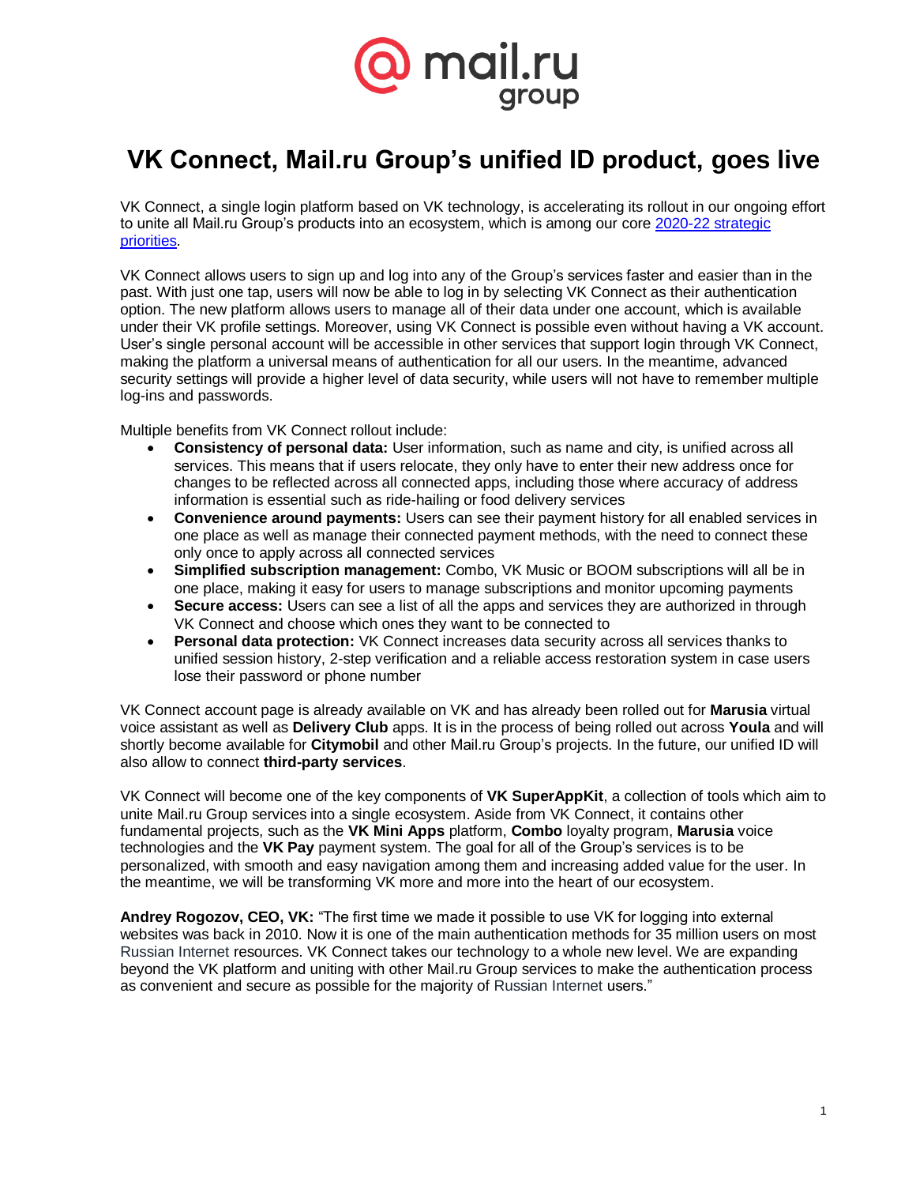# VK Connect, Mail.ru Group's unified ID product, goes live

VK Connect, a single login platform based on VK technology, is accelerating its rollout in our ongoing effort to unite all Mail.ru Group's products into an ecosystem, which is among our core [2020-22 strategic priorities](#).

VK Connect allows users to sign up and log into any of the Group's services faster and easier than in the past. With just one tap, users will now be able to log in by selecting VK Connect as their authentication option. The new platform allows users to manage all of their data under one account, which is available under their VK profile settings. Moreover, using VK Connect is possible even without having a VK account. User's single personal account will be accessible in other services that support login through VK Connect, making the platform a universal means of authentication for all our users. In the meantime, advanced security settings will provide a higher level of data security, while users will not have to remember multiple log-ins and passwords.

Multiple benefits from VK Connect rollout include:

- **Consistency of personal data:** User information, such as name and city, is unified across all services. This means that if users relocate, they only have to enter their new address once for changes to be reflected across all connected apps, including those where accuracy of address information is essential such as ride-hailing or food delivery services
- **Convenience around payments:** Users can see their payment history for all enabled services in one place as well as manage their connected payment methods, with the need to connect these only once to apply across all connected services
- **Simplified subscription management:** Combo, VK Music or BOOM subscriptions will all be in one place, making it easy for users to manage subscriptions and monitor upcoming payments
- **Secure access:** Users can see a list of all the apps and services they are authorized in through VK Connect and choose which ones they want to be connected to
- **Personal data protection:** VK Connect increases data security across all services thanks to unified session history, 2-step verification and a reliable access restoration system in case users lose their password or phone number

VK Connect account page is already available on VK and has already been rolled out for **Marusia** virtual voice assistant as well as **Delivery Club** apps. It is in the process of being rolled out across **Youla** and will shortly become available for **Citymobil** and other Mail.ru Group's projects. In the future, our unified ID will also allow to connect **third-party services**.

VK Connect will become one of the key components of **VK SuperAppKit**, a collection of tools which aim to unite Mail.ru Group services into a single ecosystem. Aside from VK Connect, it contains other fundamental projects, such as the **VK Mini Apps** platform, **Combo** loyalty program, **Marusia** voice technologies and the **VK Pay** payment system. The goal for all of the Group's services is to be personalized, with smooth and easy navigation among them and increasing added value for the user. In the meantime, we will be transforming VK more and more into the heart of our ecosystem.

**Andrey Rogozov, CEO, VK:** "The first time we made it possible to use VK for logging into external websites was back in 2010. Now it is one of the main authentication methods for 35 million users on most Russian Internet resources. VK Connect takes our technology to a whole new level. We are expanding beyond the VK platform and uniting with other Mail.ru Group services to make the authentication process as convenient and secure as possible for the majority of Russian Internet users."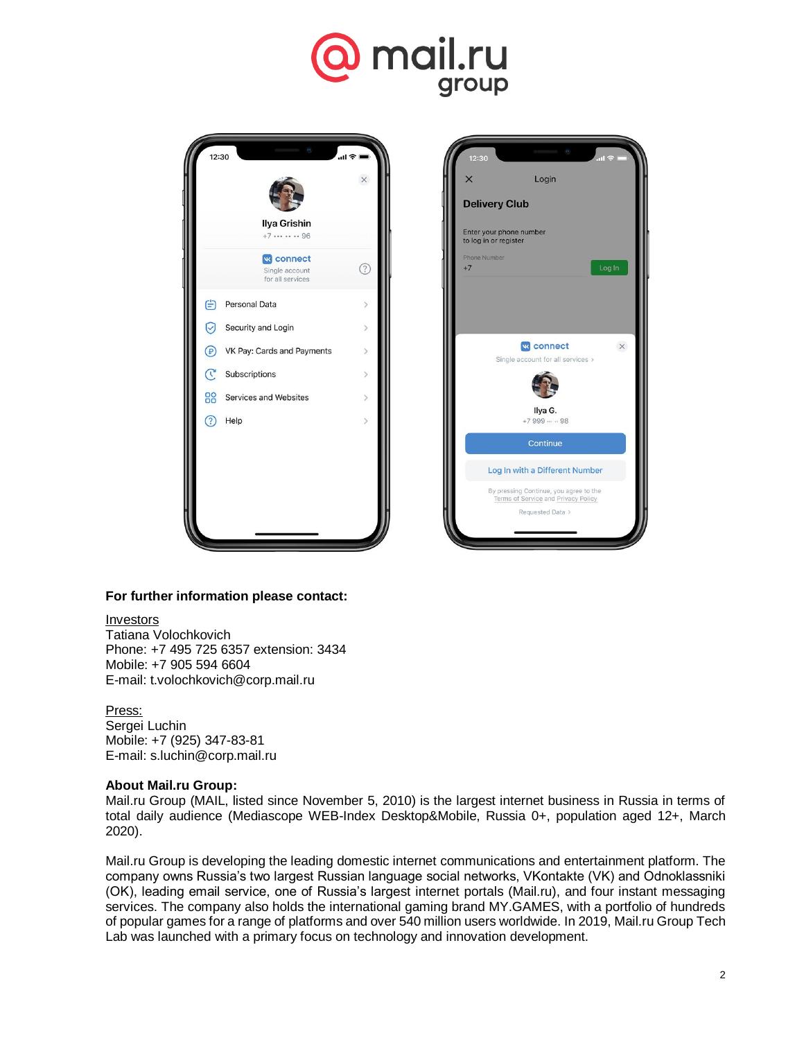**For further information please contact:**

Investors
Tatiana Volochkovich
Phone: +7 495 725 6357 extension: 3434
Mobile: +7 905 594 6604
E-mail: t.volochkovich@corp.mail.ru

Press:
Sergei Luchin
Mobile: +7 (925) 347-83-81
E-mail: s.luchin@corp.mail.ru

**About Mail.ru Group:**

Mail.ru Group (MAIL, listed since November 5, 2010) is the largest internet business in Russia in terms of total daily audience (Mediascope WEB-Index Desktop&Mobile, Russia 0+, population aged 12+, March 2020).

Mail.ru Group is developing the leading domestic internet communications and entertainment platform. The company owns Russia's two largest Russian language social networks, VKontakte (VK) and Odnoklassniki (OK), leading email service, one of Russia's largest internet portals (Mail.ru), and four instant messaging services. The company also holds the international gaming brand MY.GAMES, with a portfolio of hundreds of popular games for a range of platforms and over 540 million users worldwide. In 2019, Mail.ru Group Tech Lab was launched with a primary focus on technology and innovation development.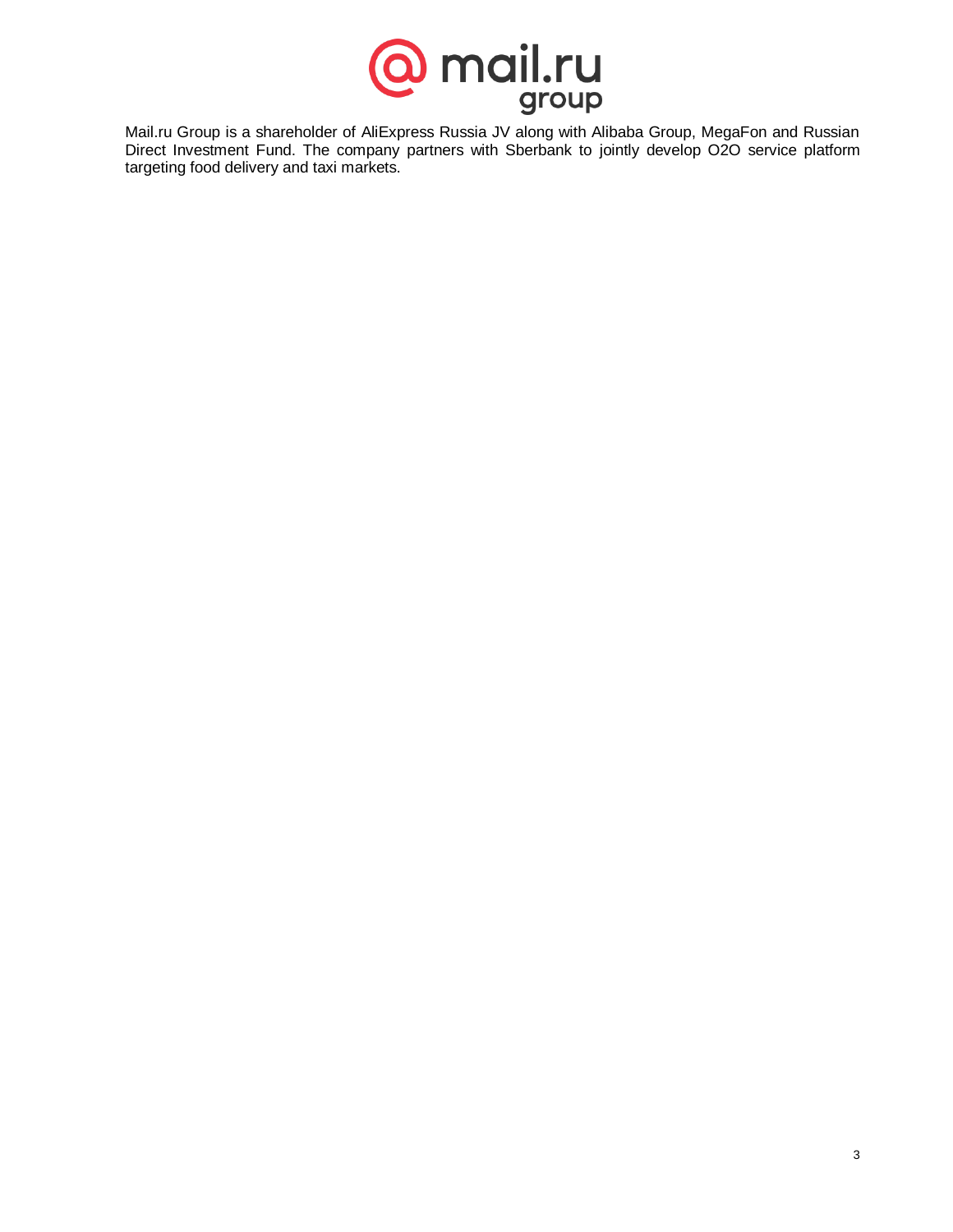Mail.ru Group is a shareholder of AliExpress Russia JV along with Alibaba Group, MegaFon and Russian Direct Investment Fund. The company partners with Sberbank to jointly develop O2O service platform targeting food delivery and taxi markets.